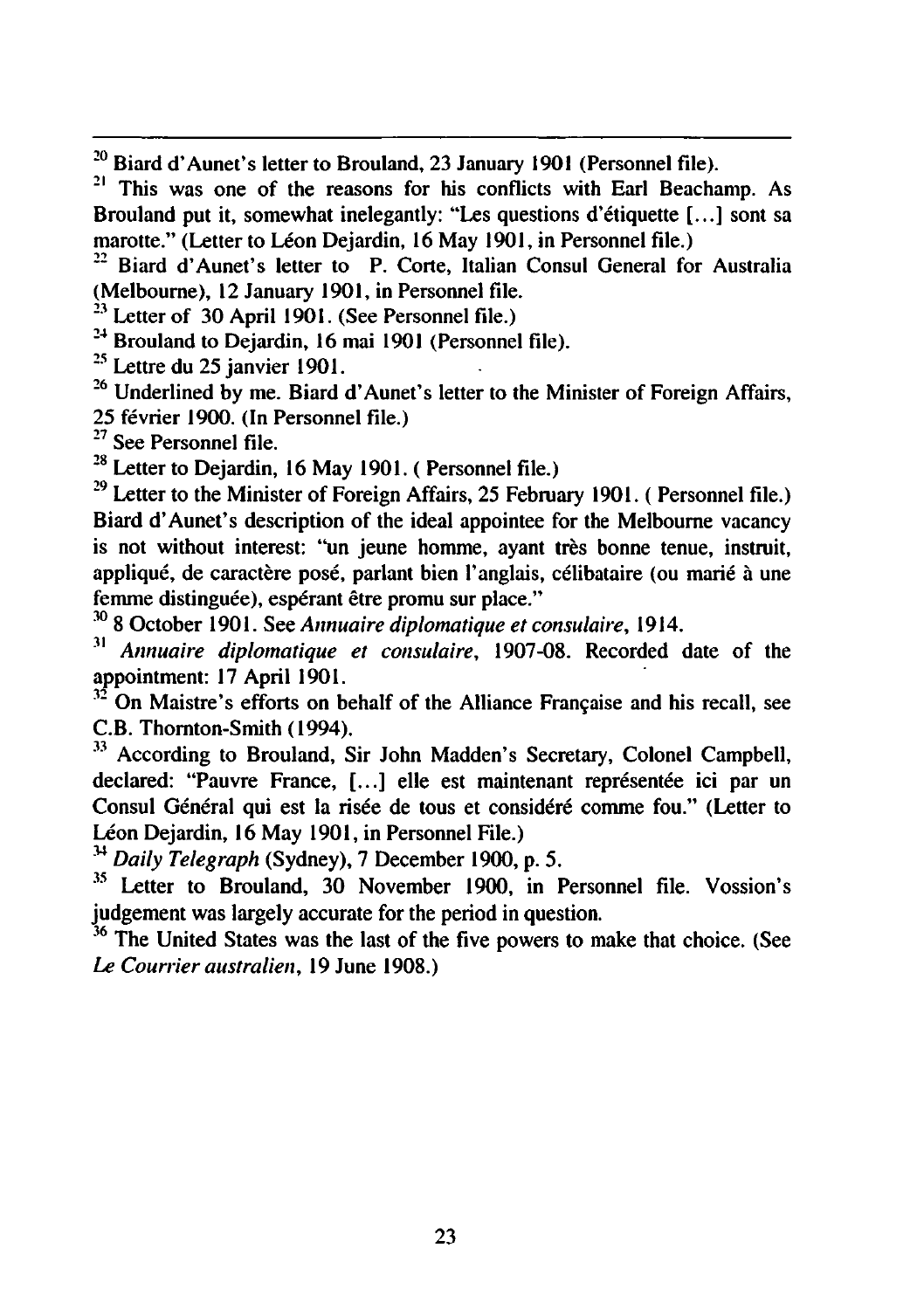[20] Biard d'Aunet's letter to Brouland, 23 January 1901 (Personnel file).

[21] This was one of the reasons for his conflicts with Earl Beachamp. As Brouland put it, somewhat inelegantly: "Les questions d'étiquette [...] sont sa marotte." (Letter to Léon Dejardin, 16 May 1901, in Personnel file.)

[22] Biard d'Aunet's letter to P. Corte, Italian Consul General for Australia (Melbourne), 12 January 1901, in Personnel file.

[23] Letter of 30 April 1901. (See Personnel file.)

[24] Brouland to Dejardin, 16 mai 1901 (Personnel file).

[25] Lettre du 25 janvier 1901.

[26] Underlined by me. Biard d'Aunet's letter to the Minister of Foreign Affairs, 25 février 1900. (In Personnel file.)

[27] See Personnel file.

[28] Letter to Dejardin, 16 May 1901. ( Personnel file.)

[29] Letter to the Minister of Foreign Affairs, 25 February 1901. ( Personnel file.) Biard d'Aunet's description of the ideal appointee for the Melbourne vacancy is not without interest: "un jeune homme, ayant très bonne tenue, instruit, appliqué, de caractère posé, parlant bien l'anglais, célibataire (ou marié à une femme distinguée), espérant être promu sur place."

[30] 8 October 1901. See *Annuaire diplomatique et consulaire*, 1914.

[31] *Annuaire diplomatique et consulaire*, 1907-08. Recorded date of the appointment: 17 April 1901.

[32] On Maistre's efforts on behalf of the Alliance Française and his recall, see C.B. Thornton-Smith (1994).

[33] According to Brouland, Sir John Madden's Secretary, Colonel Campbell, declared: "Pauvre France, [...] elle est maintenant représentée ici par un Consul Général qui est la risée de tous et considéré comme fou." (Letter to Léon Dejardin, 16 May 1901, in Personnel File.)

[34] *Daily Telegraph* (Sydney), 7 December 1900, p. 5.

[35] Letter to Brouland, 30 November 1900, in Personnel file. Vossion's judgement was largely accurate for the period in question.

[36] The United States was the last of the five powers to make that choice. (See *Le Courrier australien*, 19 June 1908.)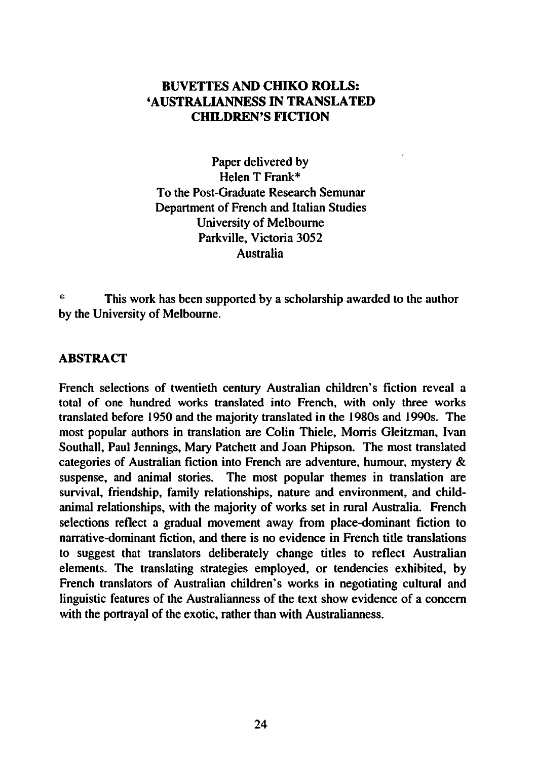# BUVETTES AND CHIKO ROLLS: 'AUSTRALIANNESS IN TRANSLATED CHILDREN'S FICTION

Paper delivered by
Helen T Frank*
To the Post-Graduate Research Semunar
Department of French and Italian Studies
University of Melbourne
Parkville, Victoria 3052
Australia

\* This work has been supported by a scholarship awarded to the author by the University of Melbourne.

## ABSTRACT

French selections of twentieth century Australian children's fiction reveal a total of one hundred works translated into French, with only three works translated before 1950 and the majority translated in the 1980s and 1990s. The most popular authors in translation are Colin Thiele, Morris Gleitzman, Ivan Southall, Paul Jennings, Mary Patchett and Joan Phipson. The most translated categories of Australian fiction into French are adventure, humour, mystery & suspense, and animal stories. The most popular themes in translation are survival, friendship, family relationships, nature and environment, and child-animal relationships, with the majority of works set in rural Australia. French selections reflect a gradual movement away from place-dominant fiction to narrative-dominant fiction, and there is no evidence in French title translations to suggest that translators deliberately change titles to reflect Australian elements. The translating strategies employed, or tendencies exhibited, by French translators of Australian children's works in negotiating cultural and linguistic features of the Australianness of the text show evidence of a concern with the portrayal of the exotic, rather than with Australianness.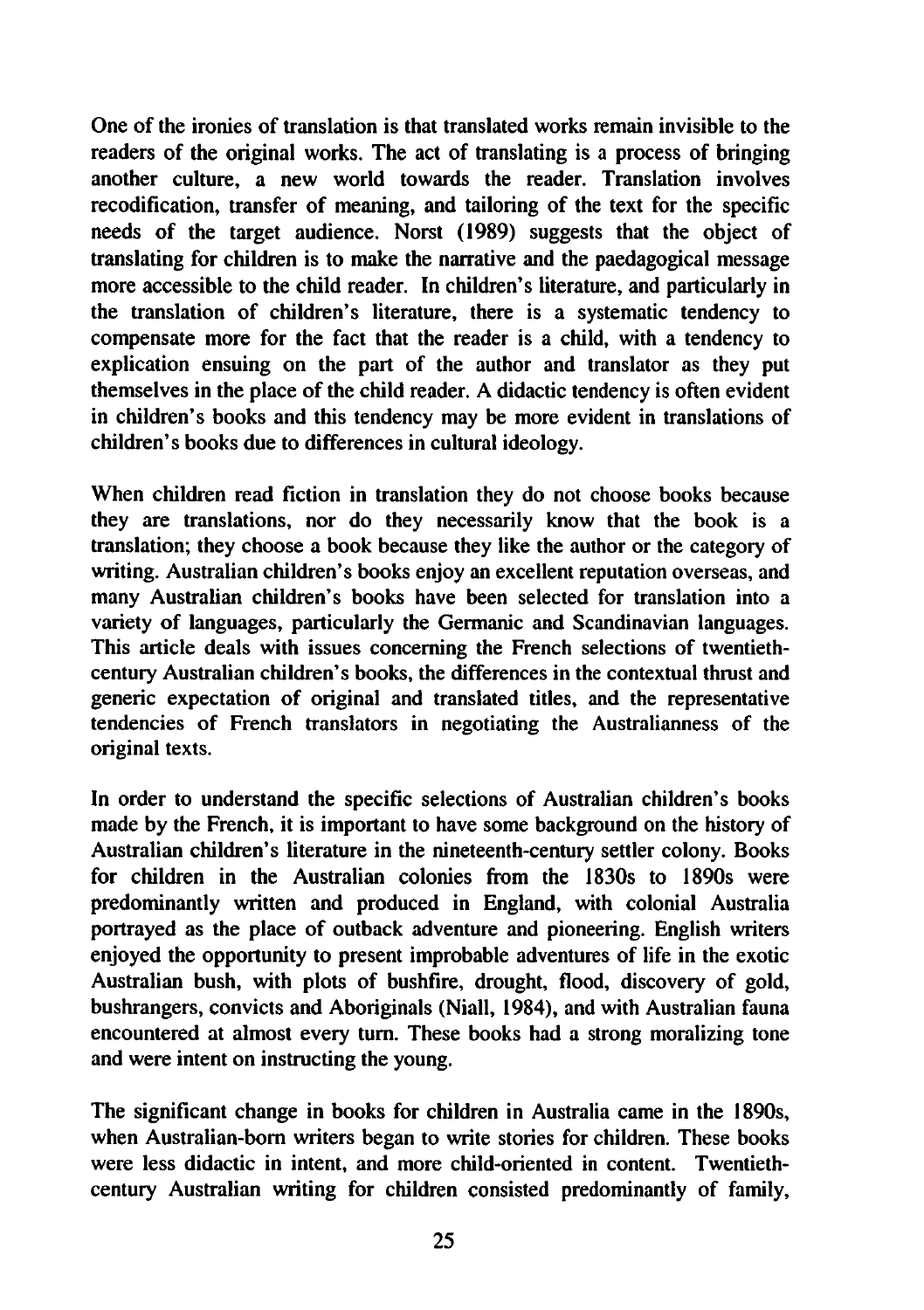One of the ironies of translation is that translated works remain invisible to the readers of the original works. The act of translating is a process of bringing another culture, a new world towards the reader. Translation involves recodification, transfer of meaning, and tailoring of the text for the specific needs of the target audience. Norst (1989) suggests that the object of translating for children is to make the narrative and the paedagogical message more accessible to the child reader. In children's literature, and particularly in the translation of children's literature, there is a systematic tendency to compensate more for the fact that the reader is a child, with a tendency to explication ensuing on the part of the author and translator as they put themselves in the place of the child reader. A didactic tendency is often evident in children's books and this tendency may be more evident in translations of children's books due to differences in cultural ideology.

When children read fiction in translation they do not choose books because they are translations, nor do they necessarily know that the book is a translation; they choose a book because they like the author or the category of writing. Australian children's books enjoy an excellent reputation overseas, and many Australian children's books have been selected for translation into a variety of languages, particularly the Germanic and Scandinavian languages. This article deals with issues concerning the French selections of twentieth-century Australian children's books, the differences in the contextual thrust and generic expectation of original and translated titles, and the representative tendencies of French translators in negotiating the Australianness of the original texts.

In order to understand the specific selections of Australian children's books made by the French, it is important to have some background on the history of Australian children's literature in the nineteenth-century settler colony. Books for children in the Australian colonies from the 1830s to 1890s were predominantly written and produced in England, with colonial Australia portrayed as the place of outback adventure and pioneering. English writers enjoyed the opportunity to present improbable adventures of life in the exotic Australian bush, with plots of bushfire, drought, flood, discovery of gold, bushrangers, convicts and Aboriginals (Niall, 1984), and with Australian fauna encountered at almost every turn. These books had a strong moralizing tone and were intent on instructing the young.

The significant change in books for children in Australia came in the 1890s, when Australian-born writers began to write stories for children. These books were less didactic in intent, and more child-oriented in content. Twentieth-century Australian writing for children consisted predominantly of family,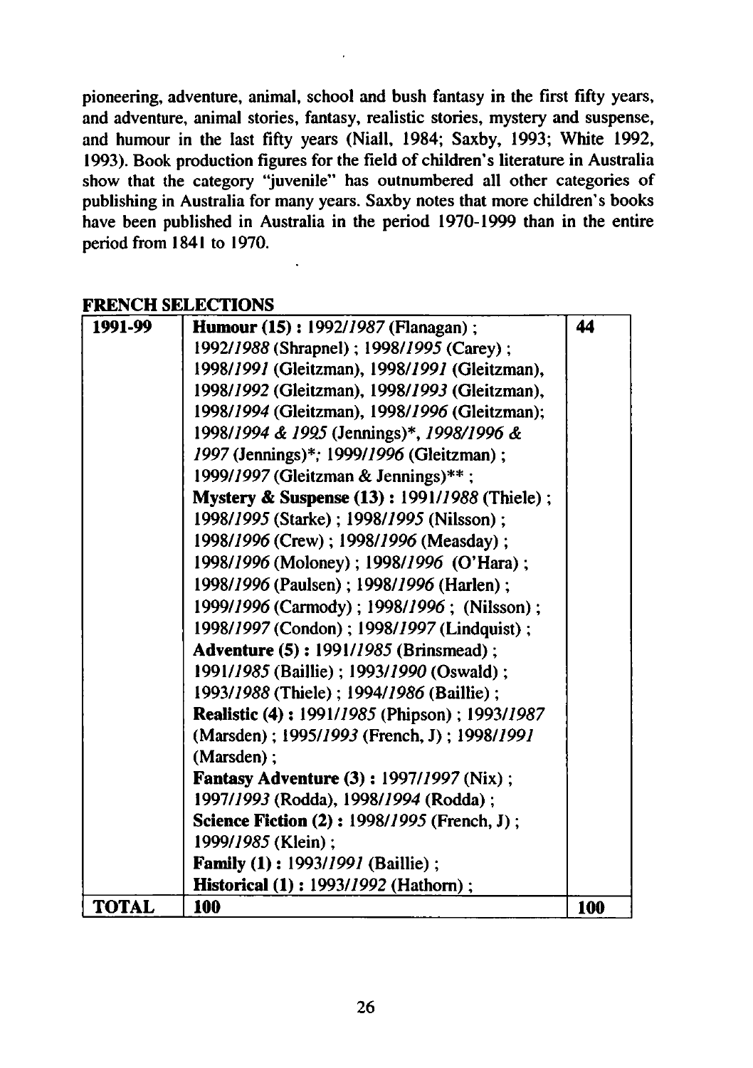pioneering, adventure, animal, school and bush fantasy in the first fifty years, and adventure, animal stories, fantasy, realistic stories, mystery and suspense, and humour in the last fifty years (Niall, 1984; Saxby, 1993; White 1992, 1993). Book production figures for the field of children's literature in Australia show that the category "juvenile" has outnumbered all other categories of publishing in Australia for many years. Saxby notes that more children's books have been published in Australia in the period 1970-1999 than in the entire period from 1841 to 1970.

**FRENCH SELECTIONS**

| 1991-99 | **Humour (15) :** 1992/*1987* (Flanagan) ; 1992/*1988* (Shrapnel) ; 1998/*1995* (Carey) ; 1998/*1991* (Gleitzman), 1998/*1991* (Gleitzman), 1998/*1992* (Gleitzman), 1998/*1993* (Gleitzman), 1998/*1994* (Gleitzman), 1998/*1996* (Gleitzman); 1998/*1994 & 1995* (Jennings)*, *1998/1996 & 1997* (Jennings)*; 1999/*1996* (Gleitzman) ; 1999/*1997* (Gleitzman & Jennings)** ; **Mystery & Suspense (13) :** 1991/*1988* (Thiele) ; 1998/*1995* (Starke) ; 1998/*1995* (Nilsson) ; 1998/*1996* (Crew) ; 1998/*1996* (Measday) ; 1998/*1996* (Moloney) ; 1998/*1996* (O'Hara) ; 1998/*1996* (Paulsen) ; 1998/*1996* (Harlen) ; 1999/*1996* (Carmody) ; 1998/*1996* ; (Nilsson) ; 1998/*1997* (Condon) ; 1998/*1997* (Lindquist) ; **Adventure (5) :** 1991/*1985* (Brinsmead) ; 1991/*1985* (Baillie) ; 1993/*1990* (Oswald) ; 1993/*1988* (Thiele) ; 1994/*1986* (Baillie) ; **Realistic (4) :** 1991/*1985* (Phipson) ; 1993/*1987* (Marsden) ; 1995/*1993* (French, J) ; 1998/*1991* (Marsden) ; **Fantasy Adventure (3) :** 1997/*1997* (Nix) ; 1997/*1993* (Rodda), 1998/*1994* (Rodda) ; **Science Fiction (2) :** 1998/*1995* (French, J) ; 1999/*1985* (Klein) ; **Family (1) :** 1993/*1991* (Baillie) ; **Historical (1) :** 1993/*1992* (Hathorn) ; | **44** |
|---|---|---|
| **TOTAL** | **100** | **100** |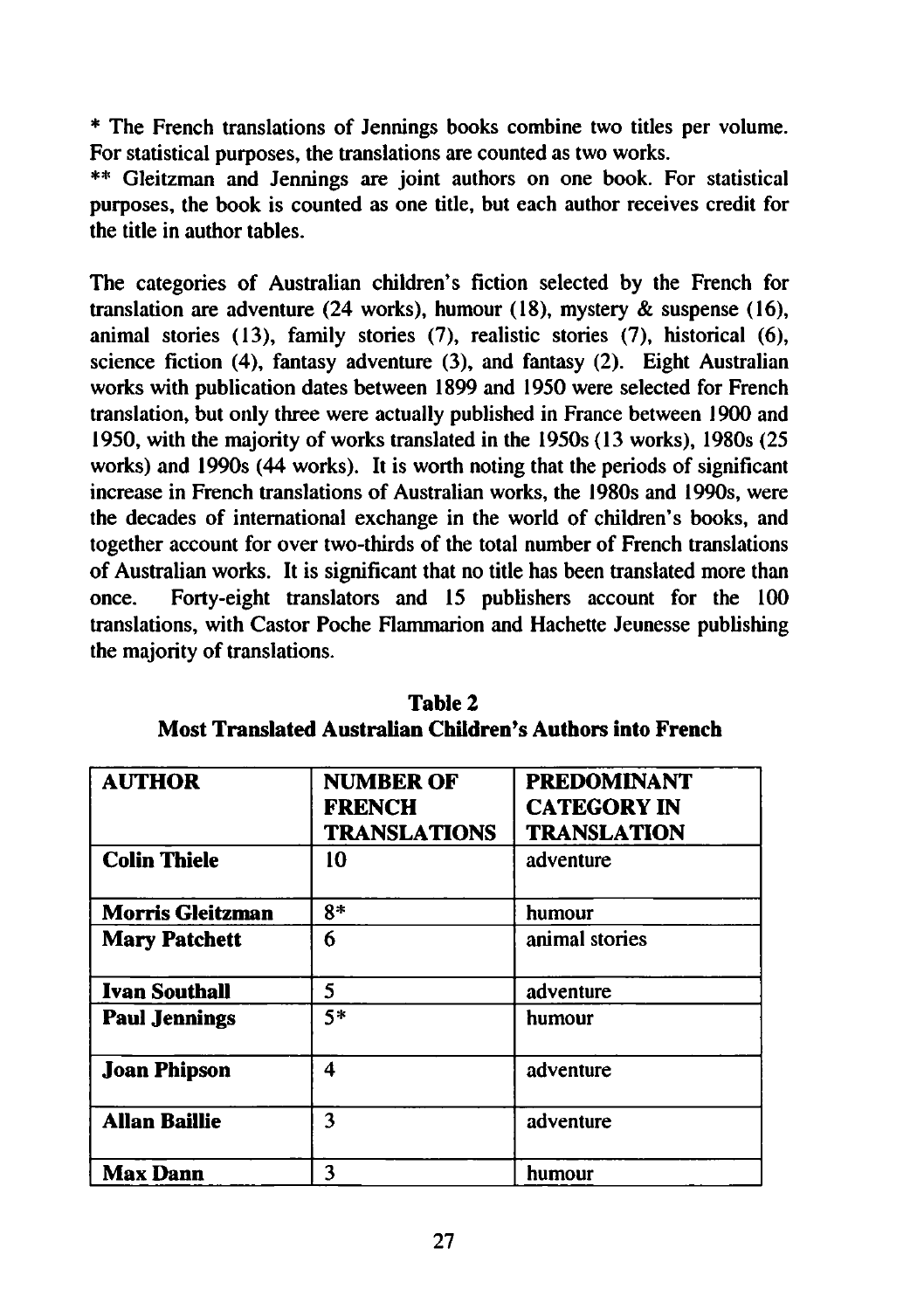* The French translations of Jennings books combine two titles per volume. For statistical purposes, the translations are counted as two works.

** Gleitzman and Jennings are joint authors on one book. For statistical purposes, the book is counted as one title, but each author receives credit for the title in author tables.

The categories of Australian children's fiction selected by the French for translation are adventure (24 works), humour (18), mystery & suspense (16), animal stories (13), family stories (7), realistic stories (7), historical (6), science fiction (4), fantasy adventure (3), and fantasy (2). Eight Australian works with publication dates between 1899 and 1950 were selected for French translation, but only three were actually published in France between 1900 and 1950, with the majority of works translated in the 1950s (13 works), 1980s (25 works) and 1990s (44 works). It is worth noting that the periods of significant increase in French translations of Australian works, the 1980s and 1990s, were the decades of international exchange in the world of children's books, and together account for over two-thirds of the total number of French translations of Australian works. It is significant that no title has been translated more than once. Forty-eight translators and 15 publishers account for the 100 translations, with Castor Poche Flammarion and Hachette Jeunesse publishing the majority of translations.

**Table 2**
**Most Translated Australian Children's Authors into French**

| AUTHOR | NUMBER OF FRENCH TRANSLATIONS | PREDOMINANT CATEGORY IN TRANSLATION |
|---|---|---|
| **Colin Thiele** | 10 | adventure |
| **Morris Gleitzman** | 8* | humour |
| **Mary Patchett** | 6 | animal stories |
| **Ivan Southall** | 5 | adventure |
| **Paul Jennings** | 5* | humour |
| **Joan Phipson** | 4 | adventure |
| **Allan Baillie** | 3 | adventure |
| **Max Dann** | 3 | humour |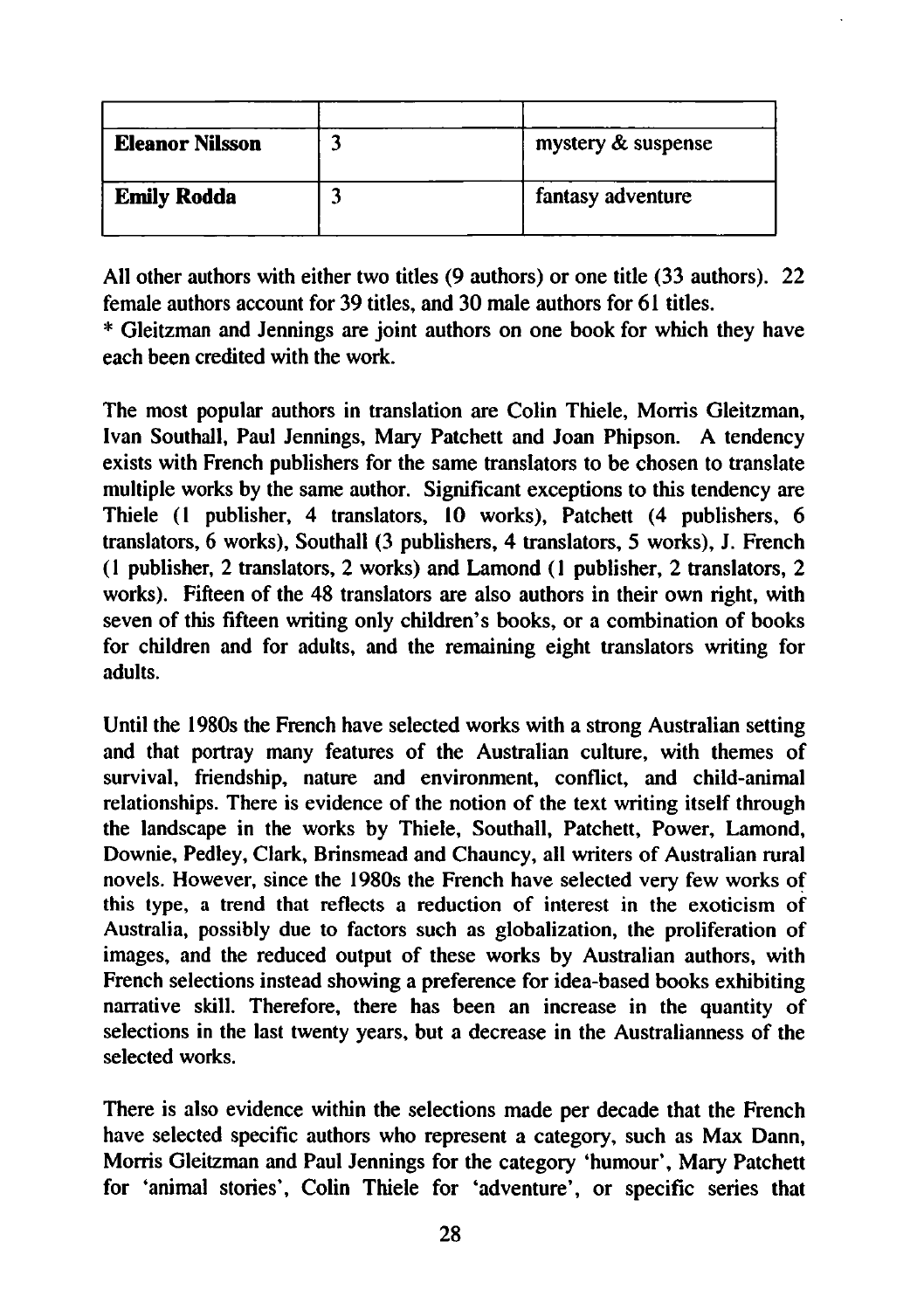| | | |
|---|---|---|
| **Eleanor Nilsson** | 3 | mystery & suspense |
| **Emily Rodda** | 3 | fantasy adventure |

All other authors with either two titles (9 authors) or one title (33 authors). 22 female authors account for 39 titles, and 30 male authors for 61 titles.

* Gleitzman and Jennings are joint authors on one book for which they have each been credited with the work.

The most popular authors in translation are Colin Thiele, Morris Gleitzman, Ivan Southall, Paul Jennings, Mary Patchett and Joan Phipson. A tendency exists with French publishers for the same translators to be chosen to translate multiple works by the same author. Significant exceptions to this tendency are Thiele (1 publisher, 4 translators, 10 works), Patchett (4 publishers, 6 translators, 6 works), Southall (3 publishers, 4 translators, 5 works), J. French (1 publisher, 2 translators, 2 works) and Lamond (1 publisher, 2 translators, 2 works). Fifteen of the 48 translators are also authors in their own right, with seven of this fifteen writing only children's books, or a combination of books for children and for adults, and the remaining eight translators writing for adults.

Until the 1980s the French have selected works with a strong Australian setting and that portray many features of the Australian culture, with themes of survival, friendship, nature and environment, conflict, and child-animal relationships. There is evidence of the notion of the text writing itself through the landscape in the works by Thiele, Southall, Patchett, Power, Lamond, Downie, Pedley, Clark, Brinsmead and Chauncy, all writers of Australian rural novels. However, since the 1980s the French have selected very few works of this type, a trend that reflects a reduction of interest in the exoticism of Australia, possibly due to factors such as globalization, the proliferation of images, and the reduced output of these works by Australian authors, with French selections instead showing a preference for idea-based books exhibiting narrative skill. Therefore, there has been an increase in the quantity of selections in the last twenty years, but a decrease in the Australianness of the selected works.

There is also evidence within the selections made per decade that the French have selected specific authors who represent a category, such as Max Dann, Morris Gleitzman and Paul Jennings for the category 'humour', Mary Patchett for 'animal stories', Colin Thiele for 'adventure', or specific series that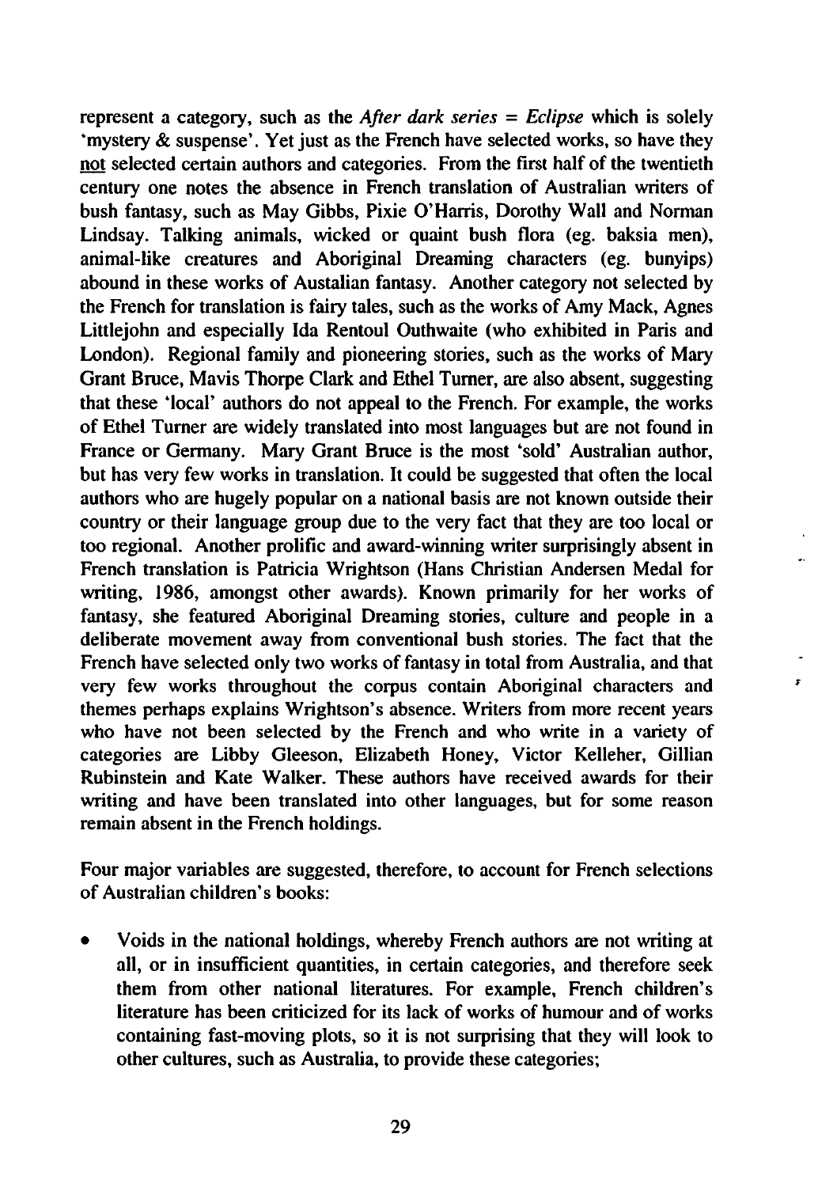represent a category, such as the *After dark series = Eclipse* which is solely 'mystery & suspense'. Yet just as the French have selected works, so have they not selected certain authors and categories. From the first half of the twentieth century one notes the absence in French translation of Australian writers of bush fantasy, such as May Gibbs, Pixie O'Harris, Dorothy Wall and Norman Lindsay. Talking animals, wicked or quaint bush flora (eg. baksia men), animal-like creatures and Aboriginal Dreaming characters (eg. bunyips) abound in these works of Austalian fantasy. Another category not selected by the French for translation is fairy tales, such as the works of Amy Mack, Agnes Littlejohn and especially Ida Rentoul Outhwaite (who exhibited in Paris and London). Regional family and pioneering stories, such as the works of Mary Grant Bruce, Mavis Thorpe Clark and Ethel Turner, are also absent, suggesting that these 'local' authors do not appeal to the French. For example, the works of Ethel Turner are widely translated into most languages but are not found in France or Germany. Mary Grant Bruce is the most 'sold' Australian author, but has very few works in translation. It could be suggested that often the local authors who are hugely popular on a national basis are not known outside their country or their language group due to the very fact that they are too local or too regional. Another prolific and award-winning writer surprisingly absent in French translation is Patricia Wrightson (Hans Christian Andersen Medal for writing, 1986, amongst other awards). Known primarily for her works of fantasy, she featured Aboriginal Dreaming stories, culture and people in a deliberate movement away from conventional bush stories. The fact that the French have selected only two works of fantasy in total from Australia, and that very few works throughout the corpus contain Aboriginal characters and themes perhaps explains Wrightson's absence. Writers from more recent years who have not been selected by the French and who write in a variety of categories are Libby Gleeson, Elizabeth Honey, Victor Kelleher, Gillian Rubinstein and Kate Walker. These authors have received awards for their writing and have been translated into other languages, but for some reason remain absent in the French holdings.

Four major variables are suggested, therefore, to account for French selections of Australian children's books:

- Voids in the national holdings, whereby French authors are not writing at all, or in insufficient quantities, in certain categories, and therefore seek them from other national literatures. For example, French children's literature has been criticized for its lack of works of humour and of works containing fast-moving plots, so it is not surprising that they will look to other cultures, such as Australia, to provide these categories;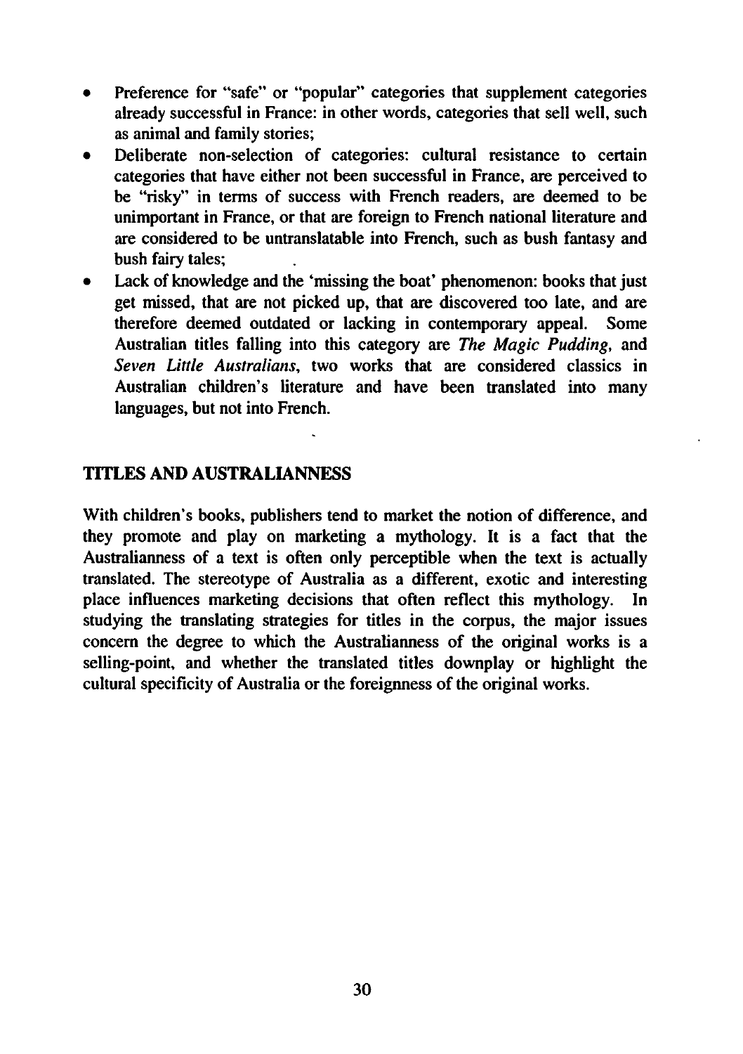- Preference for "safe" or "popular" categories that supplement categories already successful in France: in other words, categories that sell well, such as animal and family stories;
- Deliberate non-selection of categories: cultural resistance to certain categories that have either not been successful in France, are perceived to be "risky" in terms of success with French readers, are deemed to be unimportant in France, or that are foreign to French national literature and are considered to be untranslatable into French, such as bush fantasy and bush fairy tales;
- Lack of knowledge and the 'missing the boat' phenomenon: books that just get missed, that are not picked up, that are discovered too late, and are therefore deemed outdated or lacking in contemporary appeal. Some Australian titles falling into this category are *The Magic Pudding*, and *Seven Little Australians*, two works that are considered classics in Australian children's literature and have been translated into many languages, but not into French.

## TITLES AND AUSTRALIANNESS

With children's books, publishers tend to market the notion of difference, and they promote and play on marketing a mythology. It is a fact that the Australianness of a text is often only perceptible when the text is actually translated. The stereotype of Australia as a different, exotic and interesting place influences marketing decisions that often reflect this mythology. In studying the translating strategies for titles in the corpus, the major issues concern the degree to which the Australianness of the original works is a selling-point, and whether the translated titles downplay or highlight the cultural specificity of Australia or the foreignness of the original works.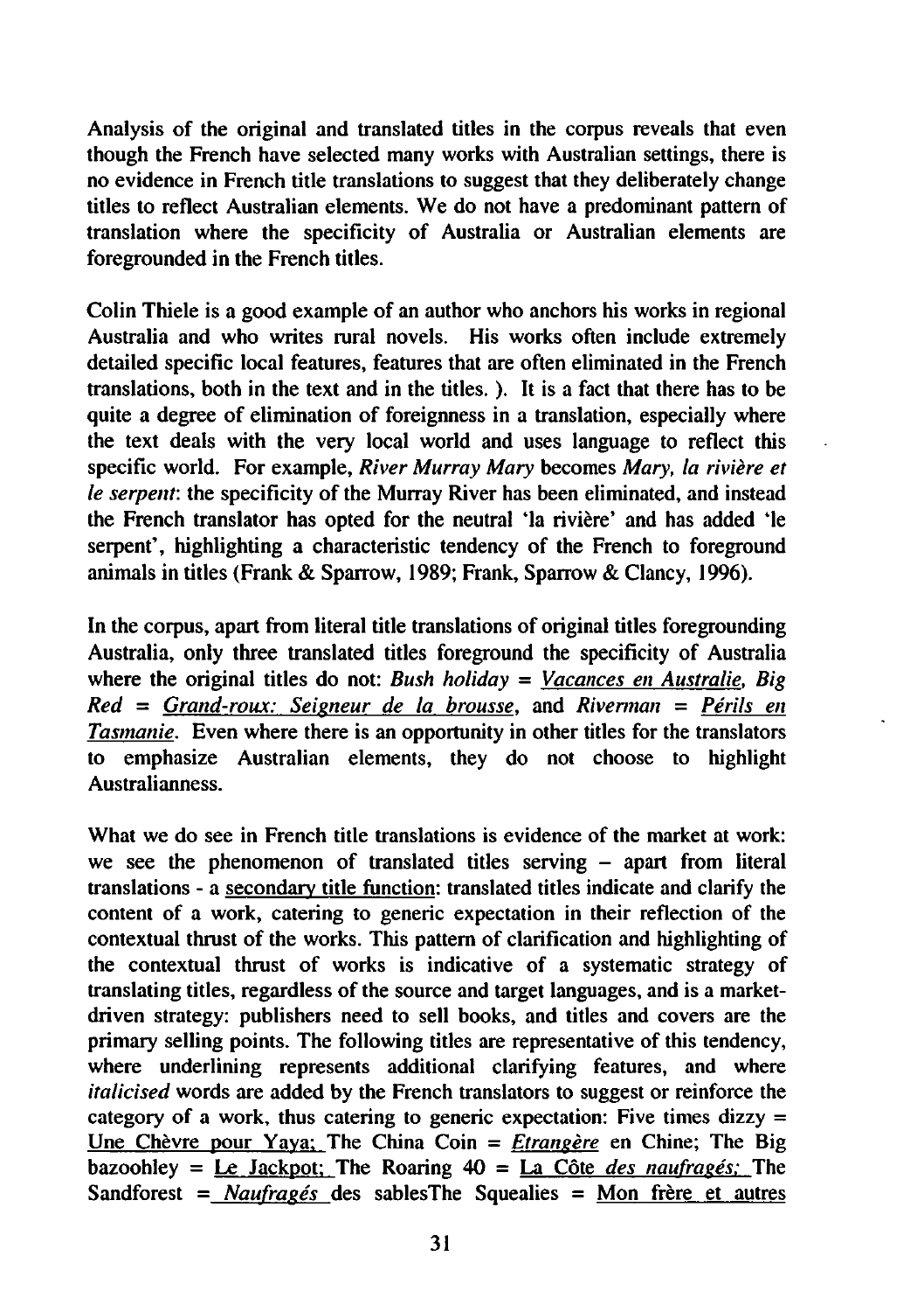Analysis of the original and translated titles in the corpus reveals that even though the French have selected many works with Australian settings, there is no evidence in French title translations to suggest that they deliberately change titles to reflect Australian elements. We do not have a predominant pattern of translation where the specificity of Australia or Australian elements are foregrounded in the French titles.

Colin Thiele is a good example of an author who anchors his works in regional Australia and who writes rural novels. His works often include extremely detailed specific local features, features that are often eliminated in the French translations, both in the text and in the titles. ). It is a fact that there has to be quite a degree of elimination of foreignness in a translation, especially where the text deals with the very local world and uses language to reflect this specific world. For example, *River Murray Mary* becomes *Mary, la rivière et le serpent*: the specificity of the Murray River has been eliminated, and instead the French translator has opted for the neutral 'la rivière' and has added 'le serpent', highlighting a characteristic tendency of the French to foreground animals in titles (Frank & Sparrow, 1989; Frank, Sparrow & Clancy, 1996).

In the corpus, apart from literal title translations of original titles foregrounding Australia, only three translated titles foreground the specificity of Australia where the original titles do not: *Bush holiday* = <u>*Vacances en Australie*</u>, *Big Red* = <u>*Grand-roux: Seigneur de la brousse*</u>, and *Riverman* = <u>*Périls en Tasmanie*</u>. Even where there is an opportunity in other titles for the translators to emphasize Australian elements, they do not choose to highlight Australianness.

What we do see in French title translations is evidence of the market at work: we see the phenomenon of translated titles serving – apart from literal translations - a <u>secondary title function</u>: translated titles indicate and clarify the content of a work, catering to generic expectation in their reflection of the contextual thrust of the works. This pattern of clarification and highlighting of the contextual thrust of works is indicative of a systematic strategy of translating titles, regardless of the source and target languages, and is a market-driven strategy: publishers need to sell books, and titles and covers are the primary selling points. The following titles are representative of this tendency, where underlining represents additional clarifying features, and where *italicised* words are added by the French translators to suggest or reinforce the category of a work, thus catering to generic expectation: Five times dizzy = <u>Une Chèvre pour Yaya;</u> The China Coin = <u>*Etrangère*</u> en Chine; The Big bazoohley = <u>Le Jackpot;</u> The Roaring 40 = <u>La Côte *des naufragés;*</u> The Sandforest = <u>*Naufragés*</u> des sablesThe Squealies = <u>Mon frère et autres</u>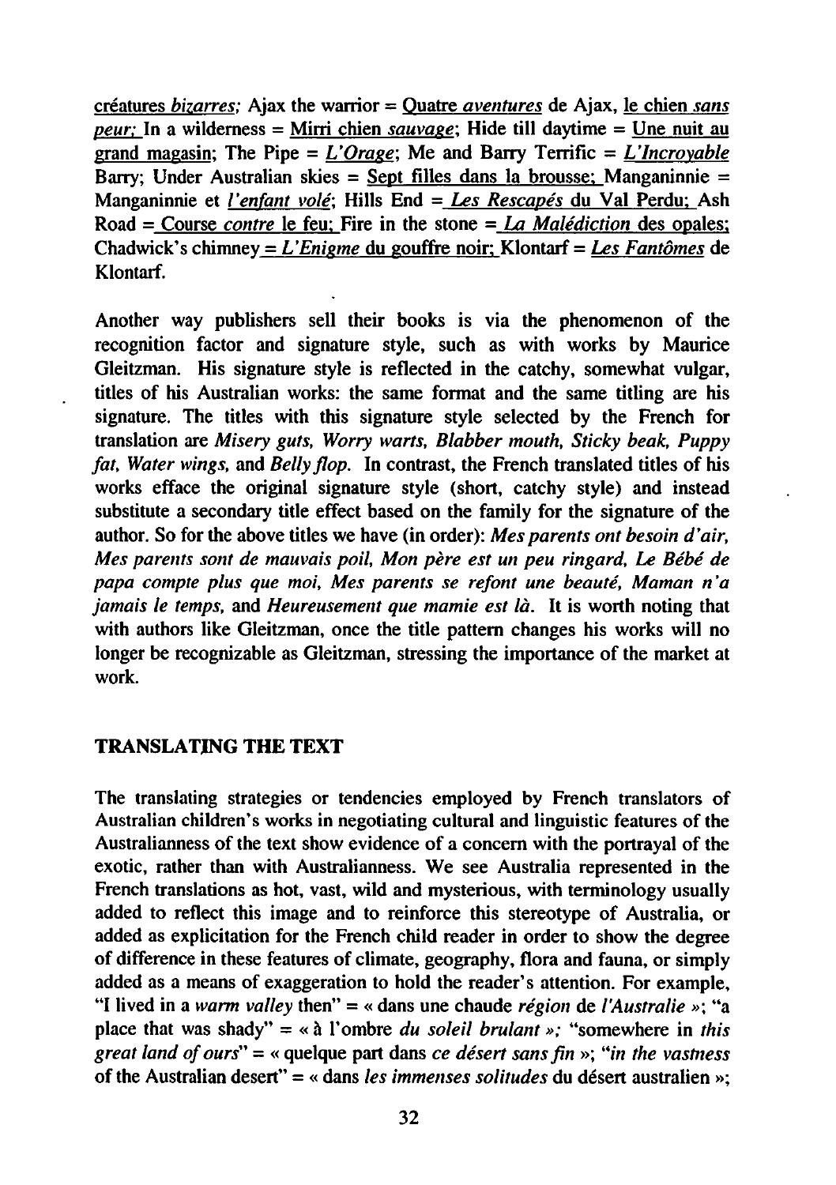créatures *bizarres*; Ajax the warrior = Quatre *aventures* de Ajax, le chien *sans peur*; In a wilderness = Mirri chien *sauvage*; Hide till daytime = Une nuit au grand magasin; The Pipe = *L'Orage*; Me and Barry Terrific = *L'Incroyable* Barry; Under Australian skies = Sept filles dans la brousse; Manganinnie = Manganinnie et *l'enfant volé*; Hills End = *Les Rescapés* du Val Perdu; Ash Road = Course *contre* le feu; Fire in the stone = *La Malédiction* des opales; Chadwick's chimney = *L'Enigme* du gouffre noir; Klontarf = *Les Fantômes* de Klontarf.

Another way publishers sell their books is via the phenomenon of the recognition factor and signature style, such as with works by Maurice Gleitzman. His signature style is reflected in the catchy, somewhat vulgar, titles of his Australian works: the same format and the same titling are his signature. The titles with this signature style selected by the French for translation are *Misery guts, Worry warts, Blabber mouth, Sticky beak, Puppy fat, Water wings,* and *Belly flop*. In contrast, the French translated titles of his works efface the original signature style (short, catchy style) and instead substitute a secondary title effect based on the family for the signature of the author. So for the above titles we have (in order): *Mes parents ont besoin d'air, Mes parents sont de mauvais poil, Mon père est un peu ringard, Le Bébé de papa compte plus que moi, Mes parents se refont une beauté, Maman n'a jamais le temps,* and *Heureusement que mamie est là*. It is worth noting that with authors like Gleitzman, once the title pattern changes his works will no longer be recognizable as Gleitzman, stressing the importance of the market at work.

## TRANSLATING THE TEXT

The translating strategies or tendencies employed by French translators of Australian children's works in negotiating cultural and linguistic features of the Australianness of the text show evidence of a concern with the portrayal of the exotic, rather than with Australianness. We see Australia represented in the French translations as hot, vast, wild and mysterious, with terminology usually added to reflect this image and to reinforce this stereotype of Australia, or added as explicitation for the French child reader in order to show the degree of difference in these features of climate, geography, flora and fauna, or simply added as a means of exaggeration to hold the reader's attention. For example, "I lived in a *warm valley* then" = « dans une chaude *région* de *l'Australie* »; "a place that was shady" = « à l'ombre *du soleil brulant* »; "somewhere in *this great land of ours*" = « quelque part dans *ce désert sans fin* »; "*in the vastness* of the Australian desert" = « dans *les immenses solitudes* du désert australien »;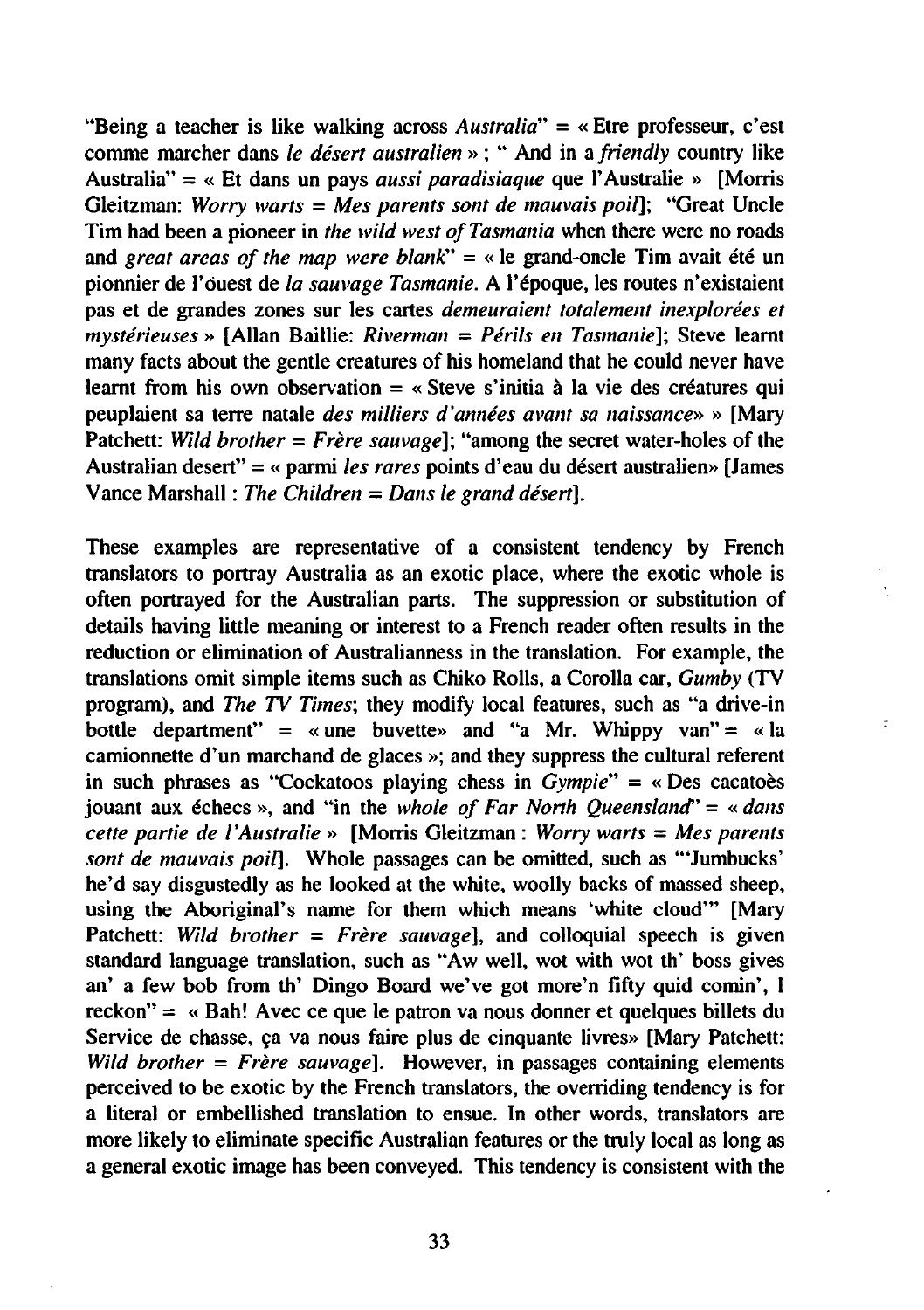"Being a teacher is like walking across *Australia*" = « Etre professeur, c'est comme marcher dans *le désert australien* » ; " And in a *friendly* country like Australia" = « Et dans un pays *aussi paradisiaque* que l'Australie » [Morris Gleitzman: *Worry warts = Mes parents sont de mauvais poil*]; "Great Uncle Tim had been a pioneer in *the wild west of Tasmania* when there were no roads and *great areas of the map were blank*" = « le grand-oncle Tim avait été un pionnier de l'ouest de *la sauvage Tasmanie*. A l'époque, les routes n'existaient pas et de grandes zones sur les cartes *demeuraient totalement inexplorées et mystérieuses* » [Allan Baillie: *Riverman = Périls en Tasmanie*]; Steve learnt many facts about the gentle creatures of his homeland that he could never have learnt from his own observation = « Steve s'initia à la vie des créatures qui peuplaient sa terre natale *des milliers d'années avant sa naissance*» » [Mary Patchett: *Wild brother = Frère sauvage*]; "among the secret water-holes of the Australian desert" = « parmi *les rares* points d'eau du désert australien» [James Vance Marshall : *The Children = Dans le grand désert*].

These examples are representative of a consistent tendency by French translators to portray Australia as an exotic place, where the exotic whole is often portrayed for the Australian parts. The suppression or substitution of details having little meaning or interest to a French reader often results in the reduction or elimination of Australianness in the translation. For example, the translations omit simple items such as Chiko Rolls, a Corolla car, *Gumby* (TV program), and *The TV Times*; they modify local features, such as "a drive-in bottle department" = « une buvette» and "a Mr. Whippy van" = « la camionnette d'un marchand de glaces »; and they suppress the cultural referent in such phrases as "Cockatoos playing chess in *Gympie*" = « Des cacatoès jouant aux échecs », and "in the *whole of Far North Queensland*" = « *dans cette partie de l'Australie* » [Morris Gleitzman : *Worry warts = Mes parents sont de mauvais poil*]. Whole passages can be omitted, such as "'Jumbucks' he'd say disgustedly as he looked at the white, woolly backs of massed sheep, using the Aboriginal's name for them which means 'white cloud'" [Mary Patchett: *Wild brother = Frère sauvage*], and colloquial speech is given standard language translation, such as "Aw well, wot with wot th' boss gives an' a few bob from th' Dingo Board we've got more'n fifty quid comin', I reckon" = « Bah! Avec ce que le patron va nous donner et quelques billets du Service de chasse, ça va nous faire plus de cinquante livres» [Mary Patchett: *Wild brother = Frère sauvage*]. However, in passages containing elements perceived to be exotic by the French translators, the overriding tendency is for a literal or embellished translation to ensue. In other words, translators are more likely to eliminate specific Australian features or the truly local as long as a general exotic image has been conveyed. This tendency is consistent with the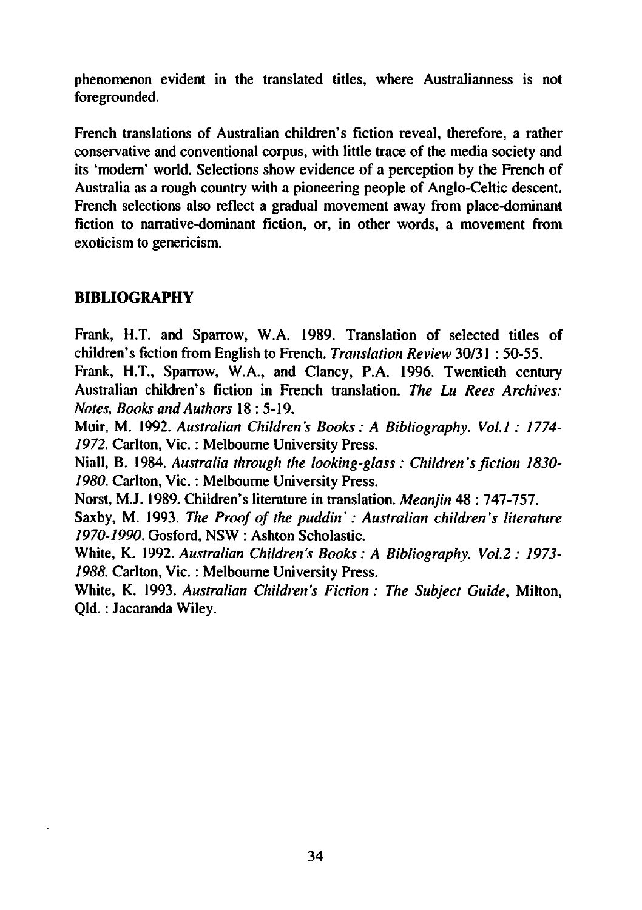phenomenon evident in the translated titles, where Australianness is not foregrounded.

French translations of Australian children's fiction reveal, therefore, a rather conservative and conventional corpus, with little trace of the media society and its 'modern' world. Selections show evidence of a perception by the French of Australia as a rough country with a pioneering people of Anglo-Celtic descent. French selections also reflect a gradual movement away from place-dominant fiction to narrative-dominant fiction, or, in other words, a movement from exoticism to genericism.

## BIBLIOGRAPHY

Frank, H.T. and Sparrow, W.A. 1989. Translation of selected titles of children's fiction from English to French. *Translation Review* 30/31 : 50-55.

Frank, H.T., Sparrow, W.A., and Clancy, P.A. 1996. Twentieth century Australian children's fiction in French translation. *The Lu Rees Archives: Notes, Books and Authors* 18 : 5-19.

Muir, M. 1992. *Australian Children's Books : A Bibliography. Vol.1 : 1774-1972.* Carlton, Vic. : Melbourne University Press.

Niall, B. 1984. *Australia through the looking-glass : Children's fiction 1830-1980.* Carlton, Vic. : Melbourne University Press.

Norst, M.J. 1989. Children's literature in translation. *Meanjin* 48 : 747-757.

Saxby, M. 1993. *The Proof of the puddin' : Australian children's literature 1970-1990.* Gosford, NSW : Ashton Scholastic.

White, K. 1992. *Australian Children's Books : A Bibliography. Vol.2 : 1973-1988.* Carlton, Vic. : Melbourne University Press.

White, K. 1993. *Australian Children's Fiction : The Subject Guide*, Milton, Qld. : Jacaranda Wiley.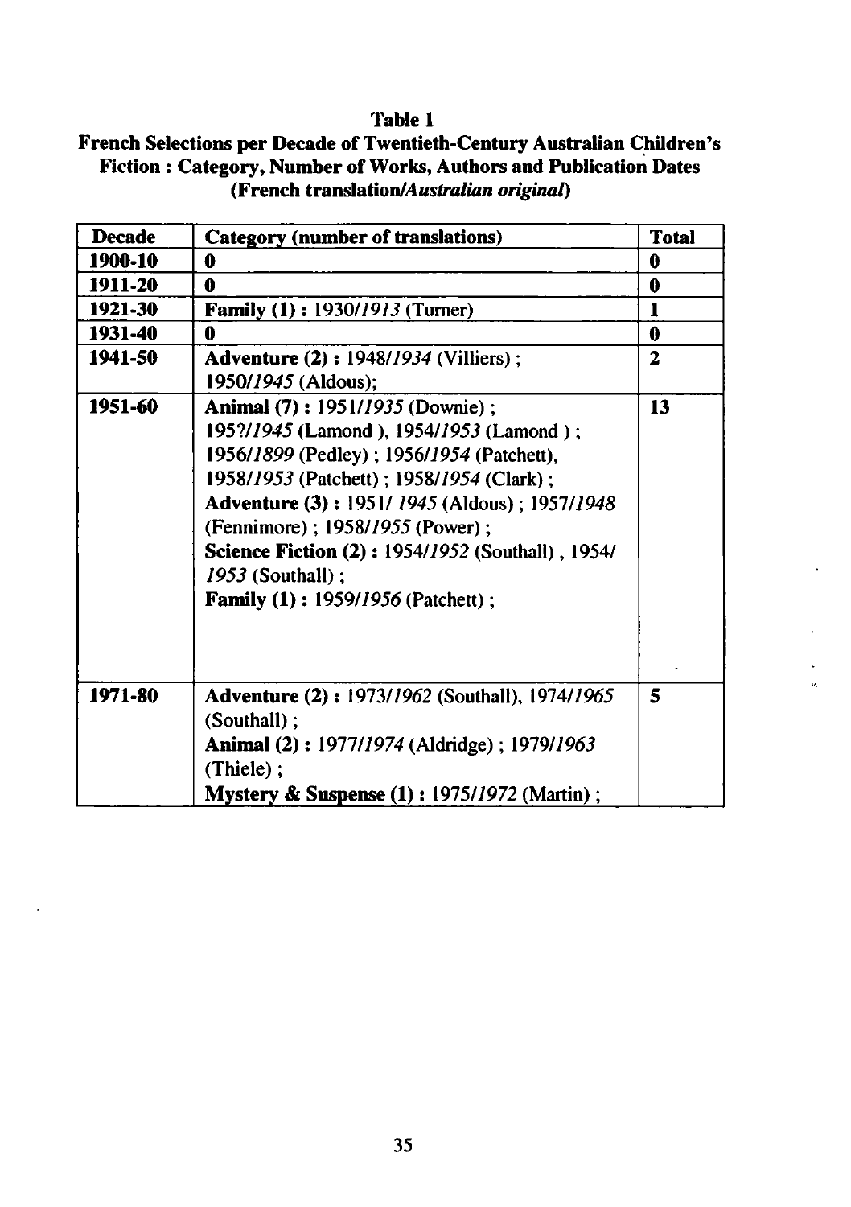**Table 1**

**French Selections per Decade of Twentieth-Century Australian Children's Fiction : Category, Number of Works, Authors and Publication Dates (French translation/*Australian original*)**

| Decade | Category (number of translations) | Total |
|---|---|---|
| **1900-10** | **0** | **0** |
| **1911-20** | **0** | **0** |
| **1921-30** | **Family (1) :** 1930/*1913* (Turner) | **1** |
| **1931-40** | **0** | **0** |
| **1941-50** | **Adventure (2) :** 1948/*1934* (Villiers) ; 1950/*1945* (Aldous); | **2** |
| **1951-60** | **Animal (7) :** 1951/*1935* (Downie) ; 195?/*1945* (Lamond ), 1954/*1953* (Lamond ) ; 1956/*1899* (Pedley) ; 1956/*1954* (Patchett), 1958/*1953* (Patchett) ; 1958/*1954* (Clark) ; **Adventure (3) :** 1951/ *1945* (Aldous) ; 1957/*1948* (Fennimore) ; 1958/*1955* (Power) ; **Science Fiction (2) :** 1954/*1952* (Southall) , 1954/ *1953* (Southall) ; **Family (1) :** 1959/*1956* (Patchett) ; | **13** |
| **1971-80** | **Adventure (2) :** 1973/*1962* (Southall), 1974/*1965* (Southall) ; **Animal (2) :** 1977/*1974* (Aldridge) ; 1979/*1963* (Thiele) ; **Mystery & Suspense (1) :** 1975/*1972* (Martin) ; | **5** |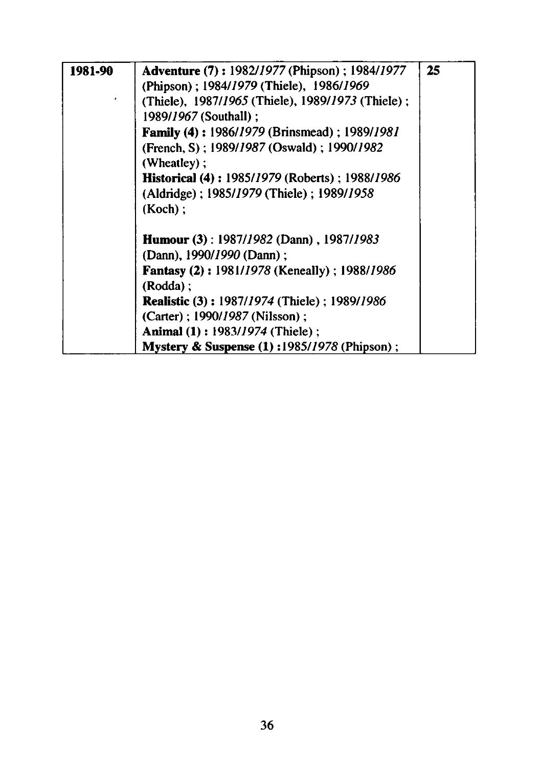| | | |
|---|---|---|
| **1981-90** | **Adventure (7) :** 1982/*1977* (Phipson) ; 1984/*1977* (Phipson) ; 1984/*1979* (Thiele), 1986/*1969* (Thiele), 1987/*1965* (Thiele), 1989/*1973* (Thiele) ; 1989/*1967* (Southall) ;<br>**Family (4) :** 1986/*1979* (Brinsmead) ; 1989/*1981* (French, S) ; 1989/*1987* (Oswald) ; 1990/*1982* (Wheatley) ;<br>**Historical (4) :** 1985/*1979* (Roberts) ; 1988/*1986* (Aldridge) ; 1985/*1979* (Thiele) ; 1989/*1958* (Koch) ;<br><br>**Humour (3)** : 1987/*1982* (Dann) , 1987/*1983* (Dann), 1990/*1990* (Dann) ;<br>**Fantasy (2) :** 1981/*1978* (Keneally) ; 1988/*1986* (Rodda) ;<br>**Realistic (3) :** 1987/*1974* (Thiele) ; 1989/*1986* (Carter) ; 1990/*1987* (Nilsson) ;<br>**Animal (1) :** 1983/*1974* (Thiele) ;<br>**Mystery & Suspense (1) :**1985/*1978* (Phipson) ; | **25** |